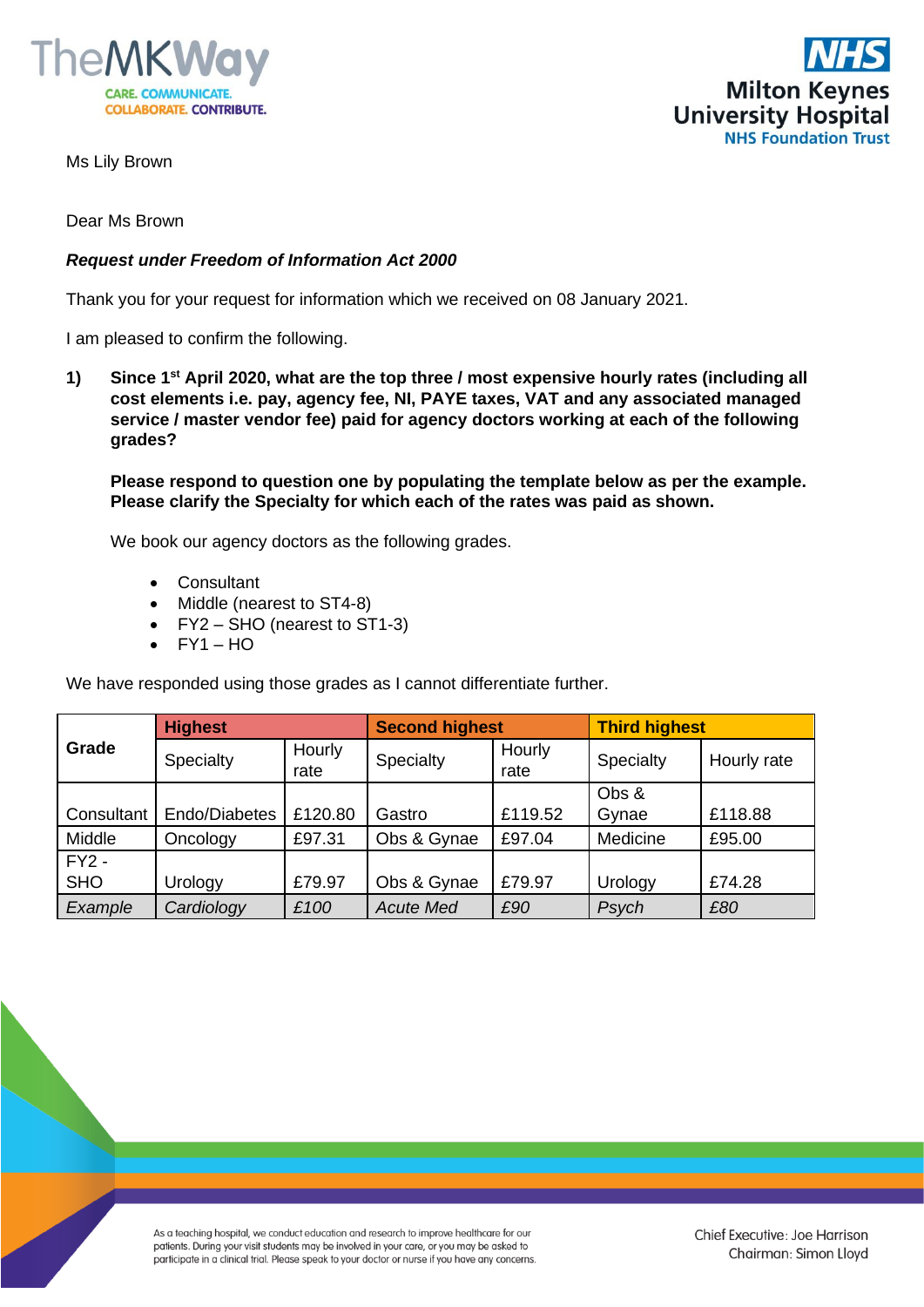Ms Lily Brown

Dear Ms Brown

***Request under Freedom of Information Act 2000***

Thank you for your request for information which we received on 08 January 2021.

I am pleased to confirm the following.

**1) Since 1st April 2020, what are the top three / most expensive hourly rates (including all cost elements i.e. pay, agency fee, NI, PAYE taxes, VAT and any associated managed service / master vendor fee) paid for agency doctors working at each of the following grades?**

**Please respond to question one by populating the template below as per the example. Please clarify the Specialty for which each of the rates was paid as shown.**

We book our agency doctors as the following grades.

- Consultant
- Middle (nearest to ST4-8)
- FY2 – SHO (nearest to ST1-3)
- FY1 – HO

We have responded using those grades as I cannot differentiate further.

| Grade | Highest | | Second highest | | Third highest | |
|---|---|---|---|---|---|---|
| | Specialty | Hourly rate | Specialty | Hourly rate | Specialty | Hourly rate |
| Consultant | Endo/Diabetes | £120.80 | Gastro | £119.52 | Obs & Gynae | £118.88 |
| Middle | Oncology | £97.31 | Obs & Gynae | £97.04 | Medicine | £95.00 |
| FY2 - SHO | Urology | £79.97 | Obs & Gynae | £79.97 | Urology | £74.28 |
| *Example* | *Cardiology* | *£100* | *Acute Med* | *£90* | *Psych* | *£80* |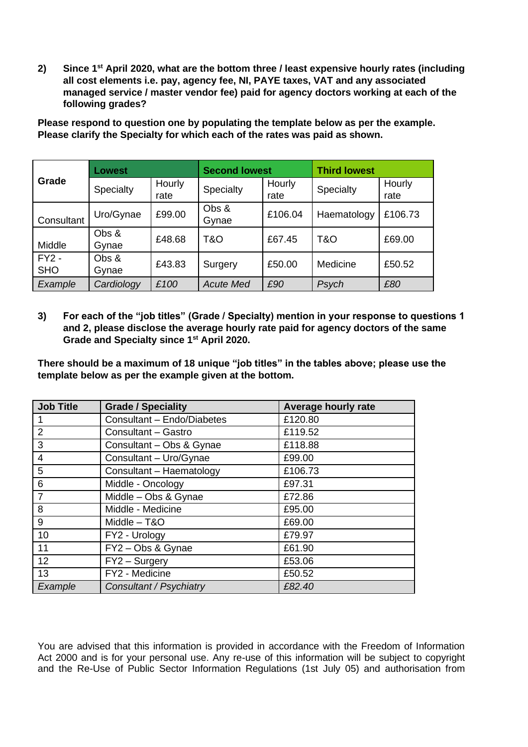**2) Since 1st April 2020, what are the bottom three / least expensive hourly rates (including all cost elements i.e. pay, agency fee, NI, PAYE taxes, VAT and any associated managed service / master vendor fee) paid for agency doctors working at each of the following grades?**

**Please respond to question one by populating the template below as per the example. Please clarify the Specialty for which each of the rates was paid as shown.**

| Grade | Lowest | | Second lowest | | Third lowest | |
|---|---|---|---|---|---|---|
| | Specialty | Hourly rate | Specialty | Hourly rate | Specialty | Hourly rate |
| Consultant | Uro/Gynae | £99.00 | Obs & Gynae | £106.04 | Haematology | £106.73 |
| Middle | Obs & Gynae | £48.68 | T&O | £67.45 | T&O | £69.00 |
| FY2 - SHO | Obs & Gynae | £43.83 | Surgery | £50.00 | Medicine | £50.52 |
| *Example* | *Cardiology* | *£100* | *Acute Med* | *£90* | *Psych* | *£80* |

**3) For each of the "job titles" (Grade / Specialty) mention in your response to questions 1 and 2, please disclose the average hourly rate paid for agency doctors of the same Grade and Specialty since 1st April 2020.**

**There should be a maximum of 18 unique "job titles" in the tables above; please use the template below as per the example given at the bottom.**

| Job Title | Grade / Speciality | Average hourly rate |
|---|---|---|
| 1 | Consultant – Endo/Diabetes | £120.80 |
| 2 | Consultant – Gastro | £119.52 |
| 3 | Consultant – Obs & Gynae | £118.88 |
| 4 | Consultant – Uro/Gynae | £99.00 |
| 5 | Consultant – Haematology | £106.73 |
| 6 | Middle - Oncology | £97.31 |
| 7 | Middle – Obs & Gynae | £72.86 |
| 8 | Middle - Medicine | £95.00 |
| 9 | Middle – T&O | £69.00 |
| 10 | FY2 - Urology | £79.97 |
| 11 | FY2 – Obs & Gynae | £61.90 |
| 12 | FY2 – Surgery | £53.06 |
| 13 | FY2 - Medicine | £50.52 |
| *Example* | *Consultant / Psychiatry* | *£82.40* |

You are advised that this information is provided in accordance with the Freedom of Information Act 2000 and is for your personal use. Any re-use of this information will be subject to copyright and the Re-Use of Public Sector Information Regulations (1st July 05) and authorisation from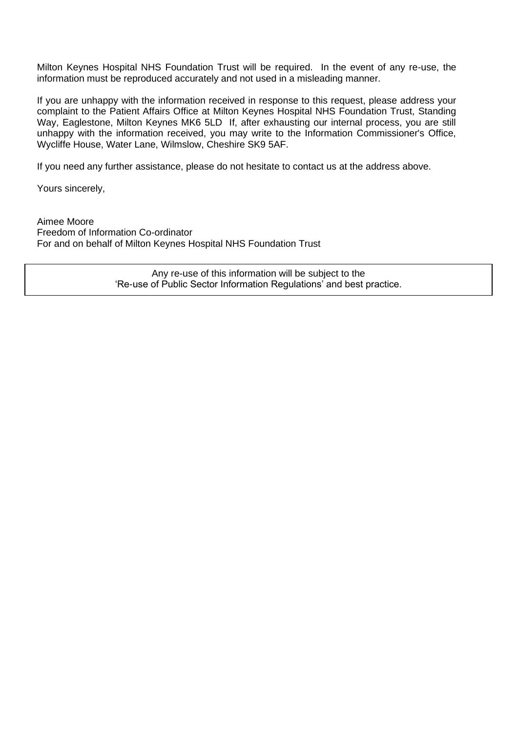Milton Keynes Hospital NHS Foundation Trust will be required. In the event of any re-use, the information must be reproduced accurately and not used in a misleading manner.

If you are unhappy with the information received in response to this request, please address your complaint to the Patient Affairs Office at Milton Keynes Hospital NHS Foundation Trust, Standing Way, Eaglestone, Milton Keynes MK6 5LD If, after exhausting our internal process, you are still unhappy with the information received, you may write to the Information Commissioner's Office, Wycliffe House, Water Lane, Wilmslow, Cheshire SK9 5AF.

If you need any further assistance, please do not hesitate to contact us at the address above.

Yours sincerely,

Aimee Moore
Freedom of Information Co-ordinator
For and on behalf of Milton Keynes Hospital NHS Foundation Trust

Any re-use of this information will be subject to the 'Re-use of Public Sector Information Regulations' and best practice.